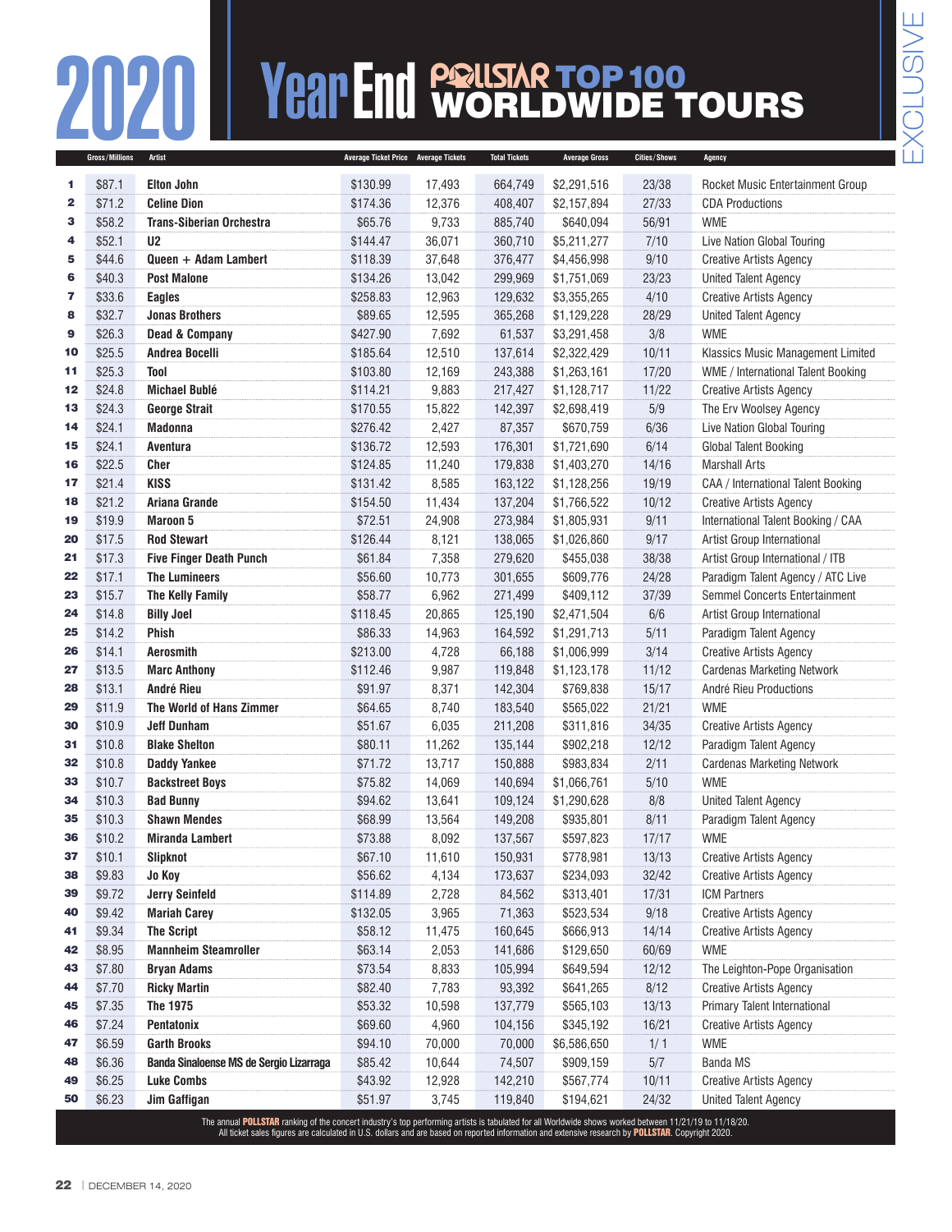# 2020 Year End POLLSTAR TOP 100 WORLDWIDE TOURS

EXCLUSIVE

| | Gross/Millions | Artist | Average Ticket Price | Average Tickets | Total Tickets | Average Gross | Cities/Shows | Agency |
|---|---|---|---|---|---|---|---|---|
| 1 | $87.1 | Elton John | $130.99 | 17,493 | 664,749 | $2,291,516 | 23/38 | Rocket Music Entertainment Group |
| 2 | $71.2 | Celine Dion | $174.36 | 12,376 | 408,407 | $2,157,894 | 27/33 | CDA Productions |
| 3 | $58.2 | Trans-Siberian Orchestra | $65.76 | 9,733 | 885,740 | $640,094 | 56/91 | WME |
| 4 | $52.1 | U2 | $144.47 | 36,071 | 360,710 | $5,211,277 | 7/10 | Live Nation Global Touring |
| 5 | $44.6 | Queen + Adam Lambert | $118.39 | 37,648 | 376,477 | $4,456,998 | 9/10 | Creative Artists Agency |
| 6 | $40.3 | Post Malone | $134.26 | 13,042 | 299,969 | $1,751,069 | 23/23 | United Talent Agency |
| 7 | $33.6 | Eagles | $258.83 | 12,963 | 129,632 | $3,355,265 | 4/10 | Creative Artists Agency |
| 8 | $32.7 | Jonas Brothers | $89.65 | 12,595 | 365,268 | $1,129,228 | 28/29 | United Talent Agency |
| 9 | $26.3 | Dead & Company | $427.90 | 7,692 | 61,537 | $3,291,458 | 3/8 | WME |
| 10 | $25.5 | Andrea Bocelli | $185.64 | 12,510 | 137,614 | $2,322,429 | 10/11 | Klassics Music Management Limited |
| 11 | $25.3 | Tool | $103.80 | 12,169 | 243,388 | $1,263,161 | 17/20 | WME / International Talent Booking |
| 12 | $24.8 | Michael Bublé | $114.21 | 9,883 | 217,427 | $1,128,717 | 11/22 | Creative Artists Agency |
| 13 | $24.3 | George Strait | $170.55 | 15,822 | 142,397 | $2,698,419 | 5/9 | The Erv Woolsey Agency |
| 14 | $24.1 | Madonna | $276.42 | 2,427 | 87,357 | $670,759 | 6/36 | Live Nation Global Touring |
| 15 | $24.1 | Aventura | $136.72 | 12,593 | 176,301 | $1,721,690 | 6/14 | Global Talent Booking |
| 16 | $22.5 | Cher | $124.85 | 11,240 | 179,838 | $1,403,270 | 14/16 | Marshall Arts |
| 17 | $21.4 | KISS | $131.42 | 8,585 | 163,122 | $1,128,256 | 19/19 | CAA / International Talent Booking |
| 18 | $21.2 | Ariana Grande | $154.50 | 11,434 | 137,204 | $1,766,522 | 10/12 | Creative Artists Agency |
| 19 | $19.9 | Maroon 5 | $72.51 | 24,908 | 273,984 | $1,805,931 | 9/11 | International Talent Booking / CAA |
| 20 | $17.5 | Rod Stewart | $126.44 | 8,121 | 138,065 | $1,026,860 | 9/17 | Artist Group International |
| 21 | $17.3 | Five Finger Death Punch | $61.84 | 7,358 | 279,620 | $455,038 | 38/38 | Artist Group International / ITB |
| 22 | $17.1 | The Lumineers | $56.60 | 10,773 | 301,655 | $609,776 | 24/28 | Paradigm Talent Agency / ATC Live |
| 23 | $15.7 | The Kelly Family | $58.77 | 6,962 | 271,499 | $409,112 | 37/39 | Semmel Concerts Entertainment |
| 24 | $14.8 | Billy Joel | $118.45 | 20,865 | 125,190 | $2,471,504 | 6/6 | Artist Group International |
| 25 | $14.2 | Phish | $86.33 | 14,963 | 164,592 | $1,291,713 | 5/11 | Paradigm Talent Agency |
| 26 | $14.1 | Aerosmith | $213.00 | 4,728 | 66,188 | $1,006,999 | 3/14 | Creative Artists Agency |
| 27 | $13.5 | Marc Anthony | $112.46 | 9,987 | 119,848 | $1,123,178 | 11/12 | Cardenas Marketing Network |
| 28 | $13.1 | André Rieu | $91.97 | 8,371 | 142,304 | $769,838 | 15/17 | André Rieu Productions |
| 29 | $11.9 | The World of Hans Zimmer | $64.65 | 8,740 | 183,540 | $565,022 | 21/21 | WME |
| 30 | $10.9 | Jeff Dunham | $51.67 | 6,035 | 211,208 | $311,816 | 34/35 | Creative Artists Agency |
| 31 | $10.8 | Blake Shelton | $80.11 | 11,262 | 135,144 | $902,218 | 12/12 | Paradigm Talent Agency |
| 32 | $10.8 | Daddy Yankee | $71.72 | 13,717 | 150,888 | $983,834 | 2/11 | Cardenas Marketing Network |
| 33 | $10.7 | Backstreet Boys | $75.82 | 14,069 | 140,694 | $1,066,761 | 5/10 | WME |
| 34 | $10.3 | Bad Bunny | $94.62 | 13,641 | 109,124 | $1,290,628 | 8/8 | United Talent Agency |
| 35 | $10.3 | Shawn Mendes | $68.99 | 13,564 | 149,208 | $935,801 | 8/11 | Paradigm Talent Agency |
| 36 | $10.2 | Miranda Lambert | $73.88 | 8,092 | 137,567 | $597,823 | 17/17 | WME |
| 37 | $10.1 | Slipknot | $67.10 | 11,610 | 150,931 | $778,981 | 13/13 | Creative Artists Agency |
| 38 | $9.83 | Jo Koy | $56.62 | 4,134 | 173,637 | $234,093 | 32/42 | Creative Artists Agency |
| 39 | $9.72 | Jerry Seinfeld | $114.89 | 2,728 | 84,562 | $313,401 | 17/31 | ICM Partners |
| 40 | $9.42 | Mariah Carey | $132.05 | 3,965 | 71,363 | $523,534 | 9/18 | Creative Artists Agency |
| 41 | $9.34 | The Script | $58.12 | 11,475 | 160,645 | $666,913 | 14/14 | Creative Artists Agency |
| 42 | $8.95 | Mannheim Steamroller | $63.14 | 2,053 | 141,686 | $129,650 | 60/69 | WME |
| 43 | $7.80 | Bryan Adams | $73.54 | 8,833 | 105,994 | $649,594 | 12/12 | The Leighton-Pope Organisation |
| 44 | $7.70 | Ricky Martin | $82.40 | 7,783 | 93,392 | $641,265 | 8/12 | Creative Artists Agency |
| 45 | $7.35 | The 1975 | $53.32 | 10,598 | 137,779 | $565,103 | 13/13 | Primary Talent International |
| 46 | $7.24 | Pentatonix | $69.60 | 4,960 | 104,156 | $345,192 | 16/21 | Creative Artists Agency |
| 47 | $6.59 | Garth Brooks | $94.10 | 70,000 | 70,000 | $6,586,650 | 1/1 | WME |
| 48 | $6.36 | Banda Sinaloense MS de Sergio Lizarraga | $85.42 | 10,644 | 74,507 | $909,159 | 5/7 | Banda MS |
| 49 | $6.25 | Luke Combs | $43.92 | 12,928 | 142,210 | $567,774 | 10/11 | Creative Artists Agency |
| 50 | $6.23 | Jim Gaffigan | $51.97 | 3,745 | 119,840 | $194,621 | 24/32 | United Talent Agency |

The annual **POLLSTAR** ranking of the concert industry's top performing artists is tabulated for all Worldwide shows worked between 11/21/19 to 11/18/20. All ticket sales figures are calculated in U.S. dollars and are based on reported information and extensive research by **POLLSTAR**. Copyright 2020.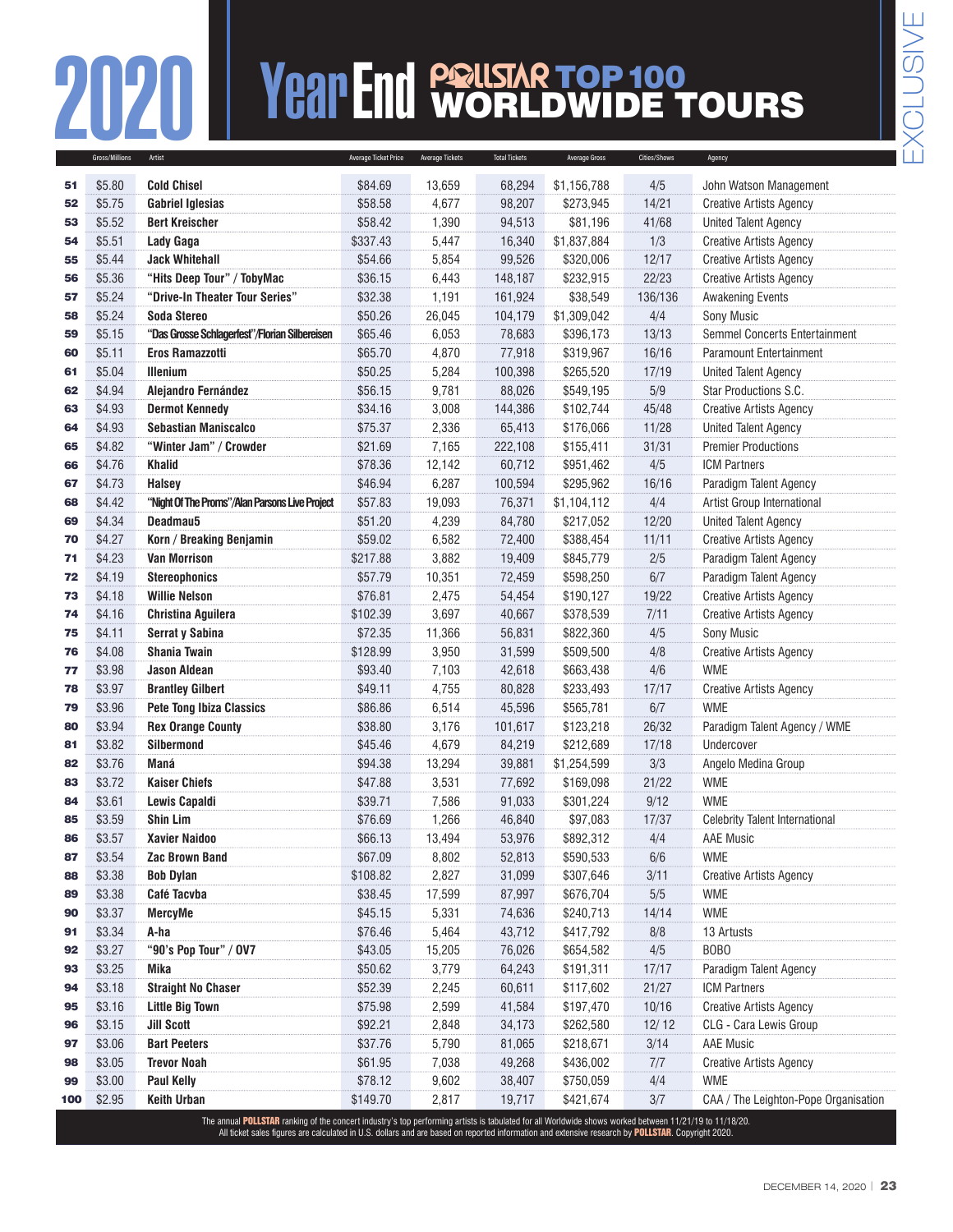# 2020 Year End POLLSTAR TOP 100 WORLDWIDE TOURS

EXCLUSIVE

| | Gross/Millions | Artist | Average Ticket Price | Average Tickets | Total Tickets | Average Gross | Cities/Shows | Agency |
|---|---|---|---|---|---|---|---|---|
| 51 | $5.80 | **Cold Chisel** | $84.69 | 13,659 | 68,294 | $1,156,788 | 4/5 | John Watson Management |
| 52 | $5.75 | **Gabriel Iglesias** | $58.58 | 4,677 | 98,207 | $273,945 | 14/21 | Creative Artists Agency |
| 53 | $5.52 | **Bert Kreischer** | $58.42 | 1,390 | 94,513 | $81,196 | 41/68 | United Talent Agency |
| 54 | $5.51 | **Lady Gaga** | $337.43 | 5,447 | 16,340 | $1,837,884 | 1/3 | Creative Artists Agency |
| 55 | $5.44 | **Jack Whitehall** | $54.66 | 5,854 | 99,526 | $320,006 | 12/17 | Creative Artists Agency |
| 56 | $5.36 | **"Hits Deep Tour" / TobyMac** | $36.15 | 6,443 | 148,187 | $232,915 | 22/23 | Creative Artists Agency |
| 57 | $5.24 | **"Drive-In Theater Tour Series"** | $32.38 | 1,191 | 161,924 | $38,549 | 136/136 | Awakening Events |
| 58 | $5.24 | **Soda Stereo** | $50.26 | 26,045 | 104,179 | $1,309,042 | 4/4 | Sony Music |
| 59 | $5.15 | **"Das Grosse Schlagerfest"/Florian Silbereisen** | $65.46 | 6,053 | 78,683 | $396,173 | 13/13 | Semmel Concerts Entertainment |
| 60 | $5.11 | **Eros Ramazzotti** | $65.70 | 4,870 | 77,918 | $319,967 | 16/16 | Paramount Entertainment |
| 61 | $5.04 | **Illenium** | $50.25 | 5,284 | 100,398 | $265,520 | 17/19 | United Talent Agency |
| 62 | $4.94 | **Alejandro Fernández** | $56.15 | 9,781 | 88,026 | $549,195 | 5/9 | Star Productions S.C. |
| 63 | $4.93 | **Dermot Kennedy** | $34.16 | 3,008 | 144,386 | $102,744 | 45/48 | Creative Artists Agency |
| 64 | $4.93 | **Sebastian Maniscalco** | $75.37 | 2,336 | 65,413 | $176,066 | 11/28 | United Talent Agency |
| 65 | $4.82 | **"Winter Jam" / Crowder** | $21.69 | 7,165 | 222,108 | $155,411 | 31/31 | Premier Productions |
| 66 | $4.76 | **Khalid** | $78.36 | 12,142 | 60,712 | $951,462 | 4/5 | ICM Partners |
| 67 | $4.73 | **Halsey** | $46.94 | 6,287 | 100,594 | $295,962 | 16/16 | Paradigm Talent Agency |
| 68 | $4.42 | **"Night Of The Proms"/Alan Parsons Live Project** | $57.83 | 19,093 | 76,371 | $1,104,112 | 4/4 | Artist Group International |
| 69 | $4.34 | **Deadmau5** | $51.20 | 4,239 | 84,780 | $217,052 | 12/20 | United Talent Agency |
| 70 | $4.27 | **Korn / Breaking Benjamin** | $59.02 | 6,582 | 72,400 | $388,454 | 11/11 | Creative Artists Agency |
| 71 | $4.23 | **Van Morrison** | $217.88 | 3,882 | 19,409 | $845,779 | 2/5 | Paradigm Talent Agency |
| 72 | $4.19 | **Stereophonics** | $57.79 | 10,351 | 72,459 | $598,250 | 6/7 | Paradigm Talent Agency |
| 73 | $4.18 | **Willie Nelson** | $76.81 | 2,475 | 54,454 | $190,127 | 19/22 | Creative Artists Agency |
| 74 | $4.16 | **Christina Aguilera** | $102.39 | 3,697 | 40,667 | $378,539 | 7/11 | Creative Artists Agency |
| 75 | $4.11 | **Serrat y Sabina** | $72.35 | 11,366 | 56,831 | $822,360 | 4/5 | Sony Music |
| 76 | $4.08 | **Shania Twain** | $128.99 | 3,950 | 31,599 | $509,500 | 4/8 | Creative Artists Agency |
| 77 | $3.98 | **Jason Aldean** | $93.40 | 7,103 | 42,618 | $663,438 | 4/6 | WME |
| 78 | $3.97 | **Brantley Gilbert** | $49.11 | 4,755 | 80,828 | $233,493 | 17/17 | Creative Artists Agency |
| 79 | $3.96 | **Pete Tong Ibiza Classics** | $86.86 | 6,514 | 45,596 | $565,781 | 6/7 | WME |
| 80 | $3.94 | **Rex Orange County** | $38.80 | 3,176 | 101,617 | $123,218 | 26/32 | Paradigm Talent Agency / WME |
| 81 | $3.82 | **Silbermond** | $45.46 | 4,679 | 84,219 | $212,689 | 17/18 | Undercover |
| 82 | $3.76 | **Maná** | $94.38 | 13,294 | 39,881 | $1,254,599 | 3/3 | Angelo Medina Group |
| 83 | $3.72 | **Kaiser Chiefs** | $47.88 | 3,531 | 77,692 | $169,098 | 21/22 | WME |
| 84 | $3.61 | **Lewis Capaldi** | $39.71 | 7,586 | 91,033 | $301,224 | 9/12 | WME |
| 85 | $3.59 | **Shin Lim** | $76.69 | 1,266 | 46,840 | $97,083 | 17/37 | Celebrity Talent International |
| 86 | $3.57 | **Xavier Naidoo** | $66.13 | 13,494 | 53,976 | $892,312 | 4/4 | AAE Music |
| 87 | $3.54 | **Zac Brown Band** | $67.09 | 8,802 | 52,813 | $590,533 | 6/6 | WME |
| 88 | $3.38 | **Bob Dylan** | $108.82 | 2,827 | 31,099 | $307,646 | 3/11 | Creative Artists Agency |
| 89 | $3.38 | **Café Tacvba** | $38.45 | 17,599 | 87,997 | $676,704 | 5/5 | WME |
| 90 | $3.37 | **MercyMe** | $45.15 | 5,331 | 74,636 | $240,713 | 14/14 | WME |
| 91 | $3.34 | **A-ha** | $76.46 | 5,464 | 43,712 | $417,792 | 8/8 | 13 Artusts |
| 92 | $3.27 | **"90's Pop Tour" / OV7** | $43.05 | 15,205 | 76,026 | $654,582 | 4/5 | BOBO |
| 93 | $3.25 | **Mika** | $50.62 | 3,779 | 64,243 | $191,311 | 17/17 | Paradigm Talent Agency |
| 94 | $3.18 | **Straight No Chaser** | $52.39 | 2,245 | 60,611 | $117,602 | 21/27 | ICM Partners |
| 95 | $3.16 | **Little Big Town** | $75.98 | 2,599 | 41,584 | $197,470 | 10/16 | Creative Artists Agency |
| 96 | $3.15 | **Jill Scott** | $92.21 | 2,848 | 34,173 | $262,580 | 12/ 12 | CLG - Cara Lewis Group |
| 97 | $3.06 | **Bart Peeters** | $37.76 | 5,790 | 81,065 | $218,671 | 3/14 | AAE Music |
| 98 | $3.05 | **Trevor Noah** | $61.95 | 7,038 | 49,268 | $436,002 | 7/7 | Creative Artists Agency |
| 99 | $3.00 | **Paul Kelly** | $78.12 | 9,602 | 38,407 | $750,059 | 4/4 | WME |
| 100 | $2.95 | **Keith Urban** | $149.70 | 2,817 | 19,717 | $421,674 | 3/7 | CAA / The Leighton-Pope Organisation |

The annual **POLLSTAR** ranking of the concert industry's top performing artists is tabulated for all Worldwide shows worked between 11/21/19 to 11/18/20. All ticket sales figures are calculated in U.S. dollars and are based on reported information and extensive research by **POLLSTAR**. Copyright 2020.